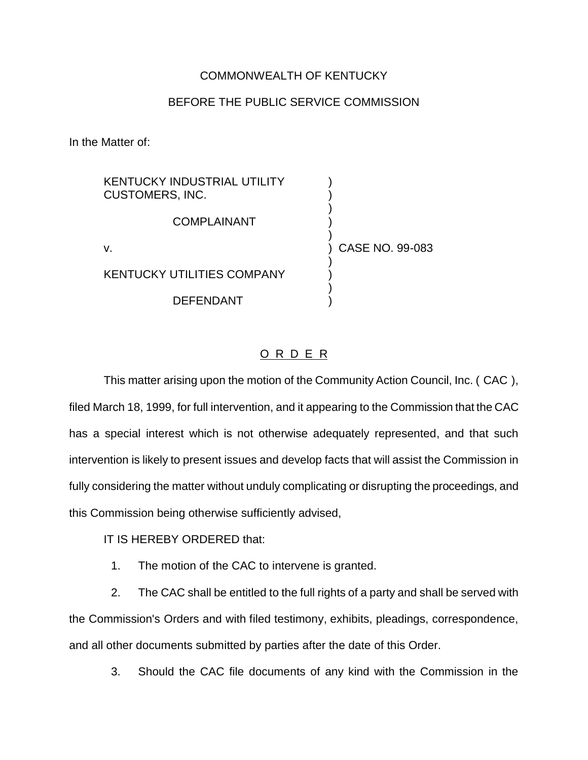COMMONWEALTH OF KENTUCKY

BEFORE THE PUBLIC SERVICE COMMISSION

In the Matter of:

| | | |
|---|---|---|
| KENTUCKY INDUSTRIAL UTILITY CUSTOMERS, INC. | ) | |
| COMPLAINANT | ) | |
| v. | ) | CASE NO. 99-083 |
| KENTUCKY UTILITIES COMPANY | ) | |
| DEFENDANT | ) | |

## O R D E R

This matter arising upon the motion of the Community Action Council, Inc. ( CAC ), filed March 18, 1999, for full intervention, and it appearing to the Commission that the CAC has a special interest which is not otherwise adequately represented, and that such intervention is likely to present issues and develop facts that will assist the Commission in fully considering the matter without unduly complicating or disrupting the proceedings, and this Commission being otherwise sufficiently advised,

IT IS HEREBY ORDERED that:

1. The motion of the CAC to intervene is granted.

2. The CAC shall be entitled to the full rights of a party and shall be served with the Commission's Orders and with filed testimony, exhibits, pleadings, correspondence, and all other documents submitted by parties after the date of this Order.

3. Should the CAC file documents of any kind with the Commission in the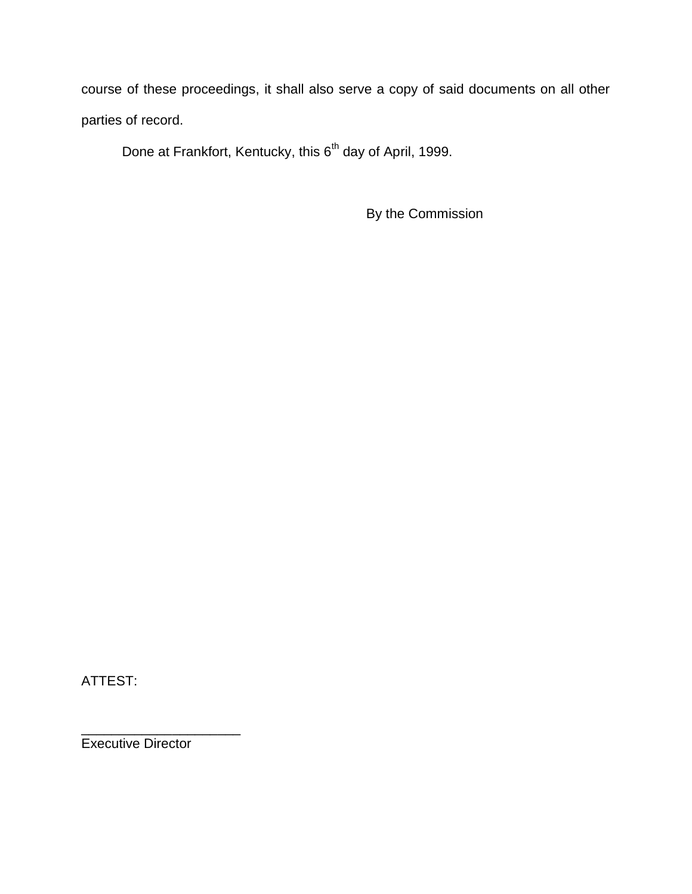course of these proceedings, it shall also serve a copy of said documents on all other parties of record.

Done at Frankfort, Kentucky, this 6th day of April, 1999.

By the Commission

ATTEST:

_____________________
Executive Director